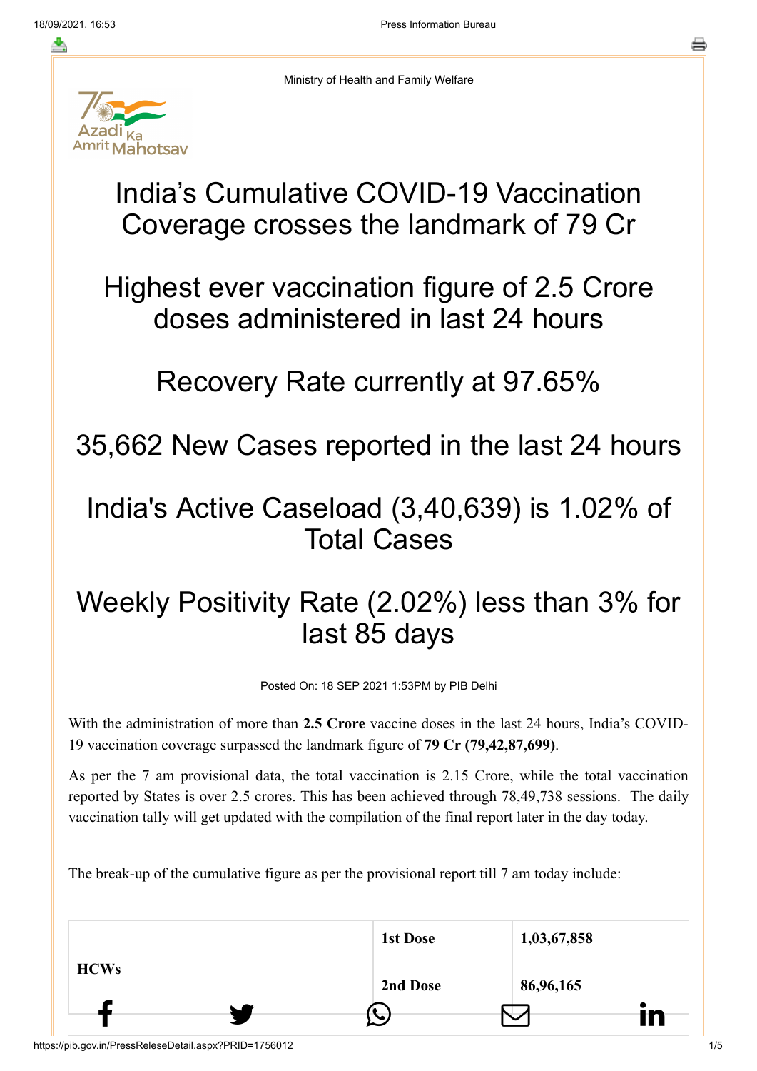Ministry of Health and Family Welfare

# India's Cumulative COVID-19 Vaccination Coverage crosses the landmark of 79 Cr

# Highest ever vaccination figure of 2.5 Crore doses administered in last 24 hours

# Recovery Rate currently at 97.65%

# 35,662 New Cases reported in the last 24 hours

# India's Active Caseload (3,40,639) is 1.02% of Total Cases

# Weekly Positivity Rate (2.02%) less than 3% for last 85 days

Posted On: 18 SEP 2021 1:53PM by PIB Delhi

With the administration of more than **2.5 Crore** vaccine doses in the last 24 hours, India's COVID-19 vaccination coverage surpassed the landmark figure of **79 Cr (79,42,87,699)**.

As per the 7 am provisional data, the total vaccination is 2.15 Crore, while the total vaccination reported by States is over 2.5 crores. This has been achieved through 78,49,738 sessions. The daily vaccination tally will get updated with the compilation of the final report later in the day today.

The break-up of the cumulative figure as per the provisional report till 7 am today include:

| | | |
|---|---|---|
| **HCWs** | **1st Dose** | **1,03,67,858** |
| | **2nd Dose** | **86,96,165** |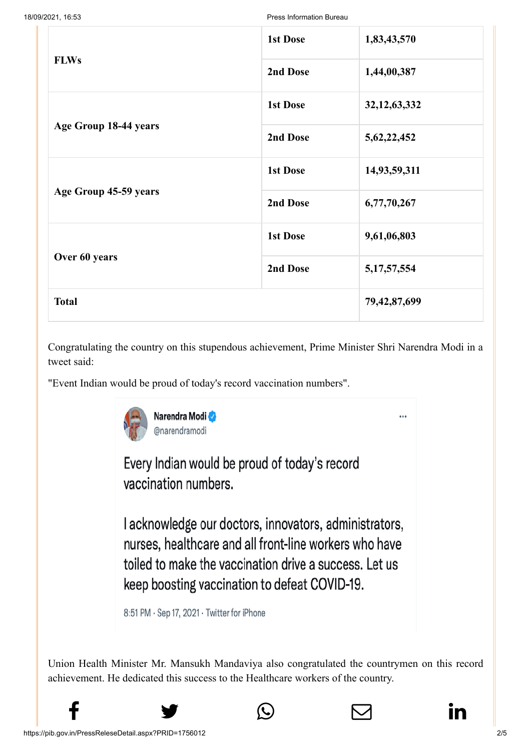| | | |
|---|---|---|
| **FLWs** | **1st Dose** | **1,83,43,570** |
| | **2nd Dose** | **1,44,00,387** |
| **Age Group 18-44 years** | **1st Dose** | **32,12,63,332** |
| | **2nd Dose** | **5,62,22,452** |
| **Age Group 45-59 years** | **1st Dose** | **14,93,59,311** |
| | **2nd Dose** | **6,77,70,267** |
| **Over 60 years** | **1st Dose** | **9,61,06,803** |
| | **2nd Dose** | **5,17,57,554** |
| **Total** | | **79,42,87,699** |

Congratulating the country on this stupendous achievement, Prime Minister Shri Narendra Modi in a tweet said:

"Event Indian would be proud of today's record vaccination numbers".

Narendra Modi
@narendramodi

Every Indian would be proud of today's record vaccination numbers.

I acknowledge our doctors, innovators, administrators, nurses, healthcare and all front-line workers who have toiled to make the vaccination drive a success. Let us keep boosting vaccination to defeat COVID-19.

8:51 PM · Sep 17, 2021 · Twitter for iPhone

Union Health Minister Mr. Mansukh Mandaviya also congratulated the countrymen on this record achievement. He dedicated this success to the Healthcare workers of the country.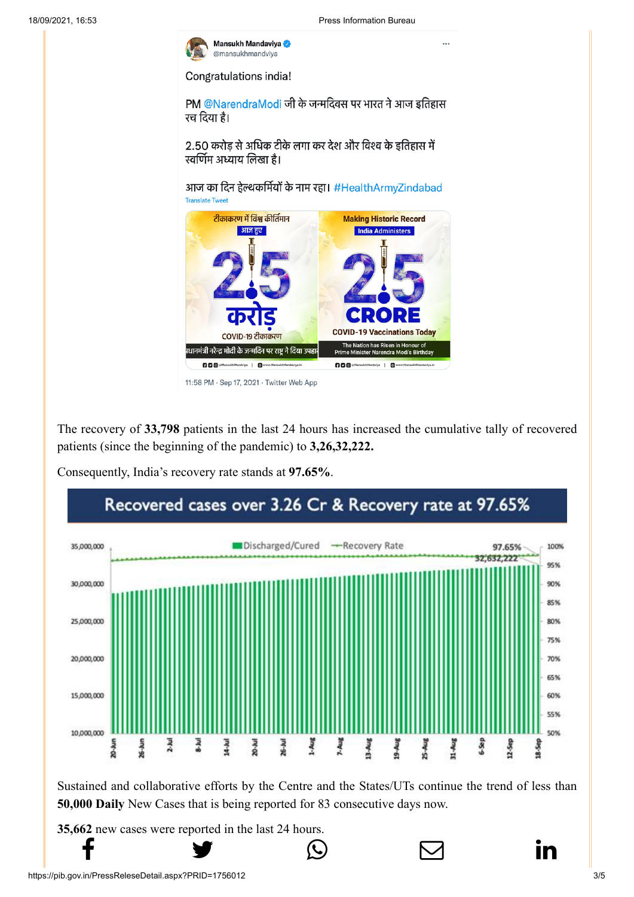Mansukh Mandaviya
@mansukhmandviya

Congratulations india!

PM @NarendraModi जी के जन्मदिवस पर भारत ने आज इतिहास रच दिया है।

2.50 करोड़ से अधिक टीके लगा कर देश और विश्व के इतिहास में स्वर्णिम अध्याय लिखा है।

आज का दिन हेल्थकर्मियों के नाम रहा। #HealthArmyZindabad

Translate Tweet

11:58 PM · Sep 17, 2021 · Twitter Web App

The recovery of **33,798** patients in the last 24 hours has increased the cumulative tally of recovered patients (since the beginning of the pandemic) to **3,26,32,222.**

Consequently, India's recovery rate stands at **97.65%**.

Recovered cases over 3.26 Cr & Recovery rate at 97.65%

Sustained and collaborative efforts by the Centre and the States/UTs continue the trend of less than **50,000 Daily** New Cases that is being reported for 83 consecutive days now.

**35,662** new cases were reported in the last 24 hours.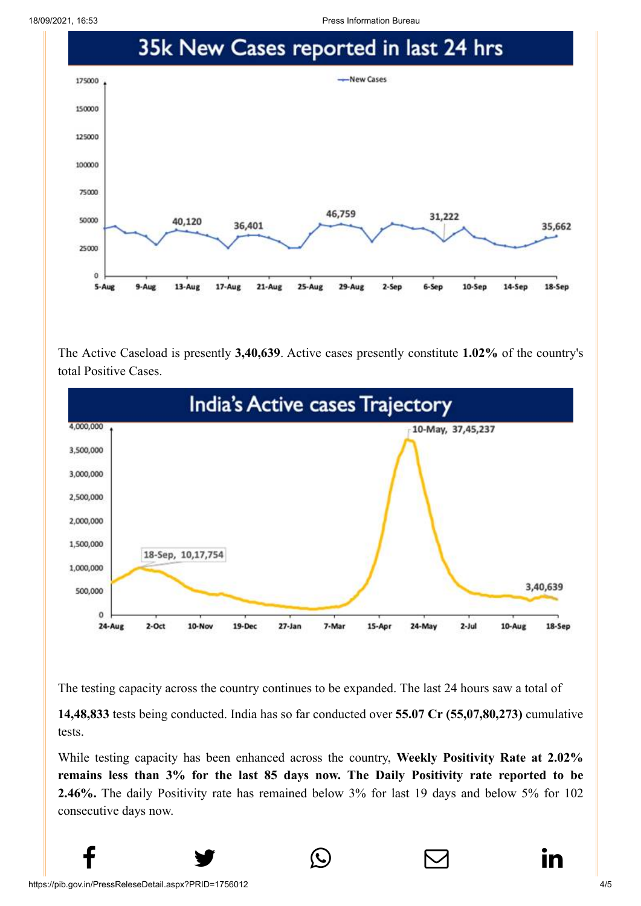## 35k New Cases reported in last 24 hrs

The Active Caseload is presently **3,40,639**. Active cases presently constitute **1.02%** of the country's total Positive Cases.

## India's Active cases Trajectory

The testing capacity across the country continues to be expanded. The last 24 hours saw a total of

**14,48,833** tests being conducted. India has so far conducted over **55.07 Cr (55,07,80,273)** cumulative tests.

While testing capacity has been enhanced across the country, **Weekly Positivity Rate at 2.02% remains less than 3% for the last 85 days now. The Daily Positivity rate reported to be 2.46%.** The daily Positivity rate has remained below 3% for last 19 days and below 5% for 102 consecutive days now.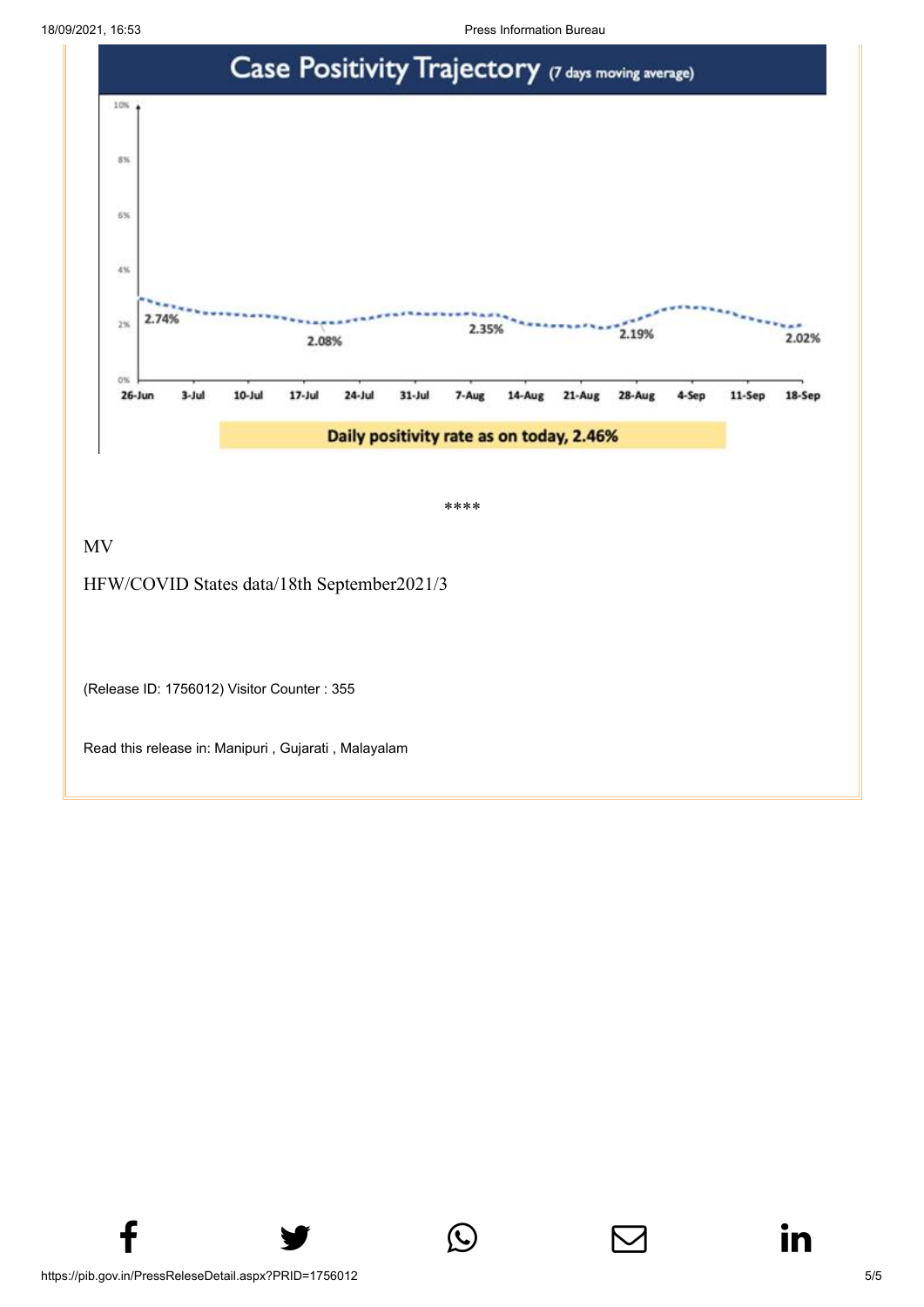## Case Positivity Trajectory (7 days moving average)

10%
8%
6%
4%
2%
0%

2.74%
2.08%
2.35%
2.19%
2.02%

26-Jun
3-Jul
10-Jul
17-Jul
24-Jul
31-Jul
7-Aug
14-Aug
21-Aug
28-Aug
4-Sep
11-Sep
18-Sep

**Daily positivity rate as on today, 2.46%**

****

MV

HFW/COVID States data/18th September2021/3

(Release ID: 1756012) Visitor Counter : 355

Read this release in: Manipuri , Gujarati , Malayalam